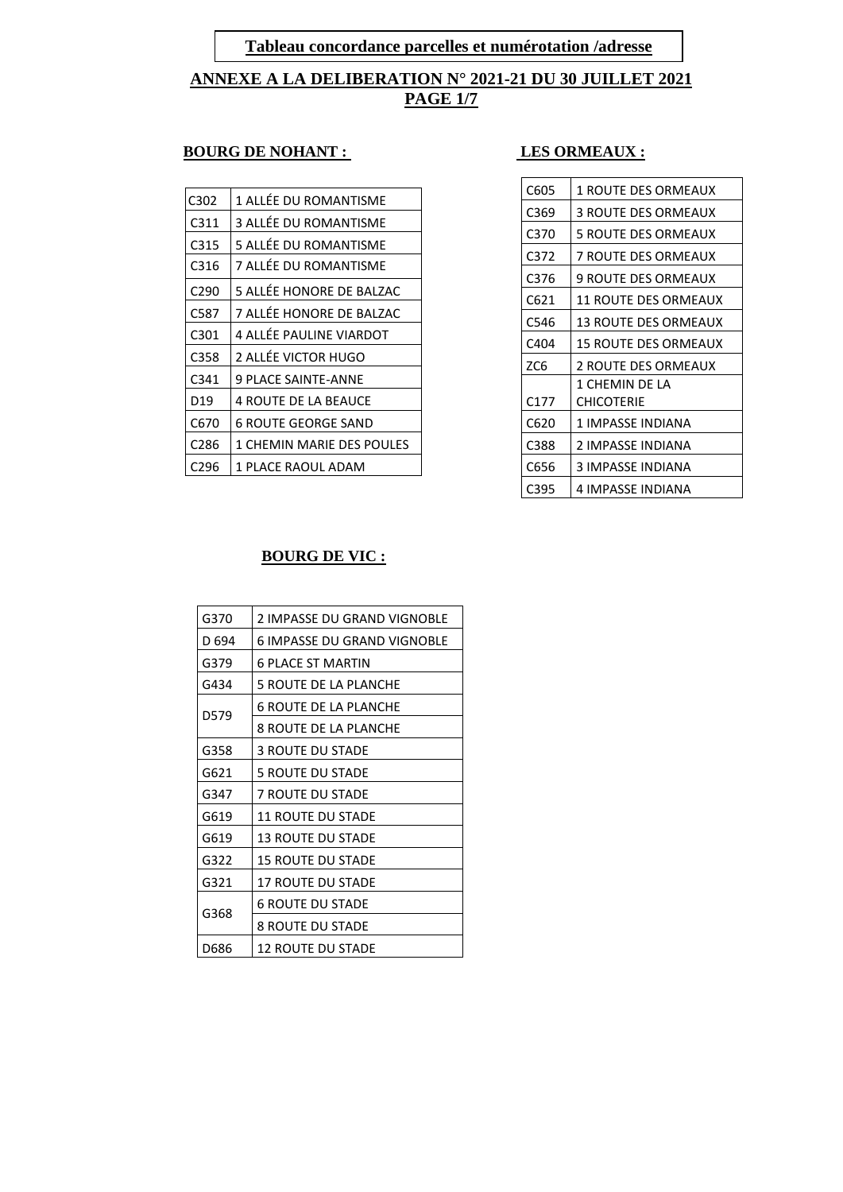**Tableau concordance parcelles et numérotation /adresse**

## ANNEXE A LA DELIBERATION N° 2021-21 DU 30 JUILLET 2021
## PAGE 1/7

### BOURG DE NOHANT :

| | |
|---|---|
| C302 | 1 ALLÉE DU ROMANTISME |
| C311 | 3 ALLÉE DU ROMANTISME |
| C315 | 5 ALLÉE DU ROMANTISME |
| C316 | 7 ALLÉE DU ROMANTISME |
| C290 | 5 ALLÉE HONORE DE BALZAC |
| C587 | 7 ALLÉE HONORE DE BALZAC |
| C301 | 4 ALLÉE PAULINE VIARDOT |
| C358 | 2 ALLÉE VICTOR HUGO |
| C341 | 9 PLACE SAINTE-ANNE |
| D19 | 4 ROUTE DE LA BEAUCE |
| C670 | 6 ROUTE GEORGE SAND |
| C286 | 1 CHEMIN MARIE DES POULES |
| C296 | 1 PLACE RAOUL ADAM |

### LES ORMEAUX :

| | |
|---|---|
| C605 | 1 ROUTE DES ORMEAUX |
| C369 | 3 ROUTE DES ORMEAUX |
| C370 | 5 ROUTE DES ORMEAUX |
| C372 | 7 ROUTE DES ORMEAUX |
| C376 | 9 ROUTE DES ORMEAUX |
| C621 | 11 ROUTE DES ORMEAUX |
| C546 | 13 ROUTE DES ORMEAUX |
| C404 | 15 ROUTE DES ORMEAUX |
| ZC6 | 2 ROUTE DES ORMEAUX |
| C177 | 1 CHEMIN DE LA CHICOTERIE |
| C620 | 1 IMPASSE INDIANA |
| C388 | 2 IMPASSE INDIANA |
| C656 | 3 IMPASSE INDIANA |
| C395 | 4 IMPASSE INDIANA |

### BOURG DE VIC :

| | |
|---|---|
| G370 | 2 IMPASSE DU GRAND VIGNOBLE |
| D 694 | 6 IMPASSE DU GRAND VIGNOBLE |
| G379 | 6 PLACE ST MARTIN |
| G434 | 5 ROUTE DE LA PLANCHE |
| D579 | 6 ROUTE DE LA PLANCHE |
| | 8 ROUTE DE LA PLANCHE |
| G358 | 3 ROUTE DU STADE |
| G621 | 5 ROUTE DU STADE |
| G347 | 7 ROUTE DU STADE |
| G619 | 11 ROUTE DU STADE |
| G619 | 13 ROUTE DU STADE |
| G322 | 15 ROUTE DU STADE |
| G321 | 17 ROUTE DU STADE |
| G368 | 6 ROUTE DU STADE |
| | 8 ROUTE DU STADE |
| D686 | 12 ROUTE DU STADE |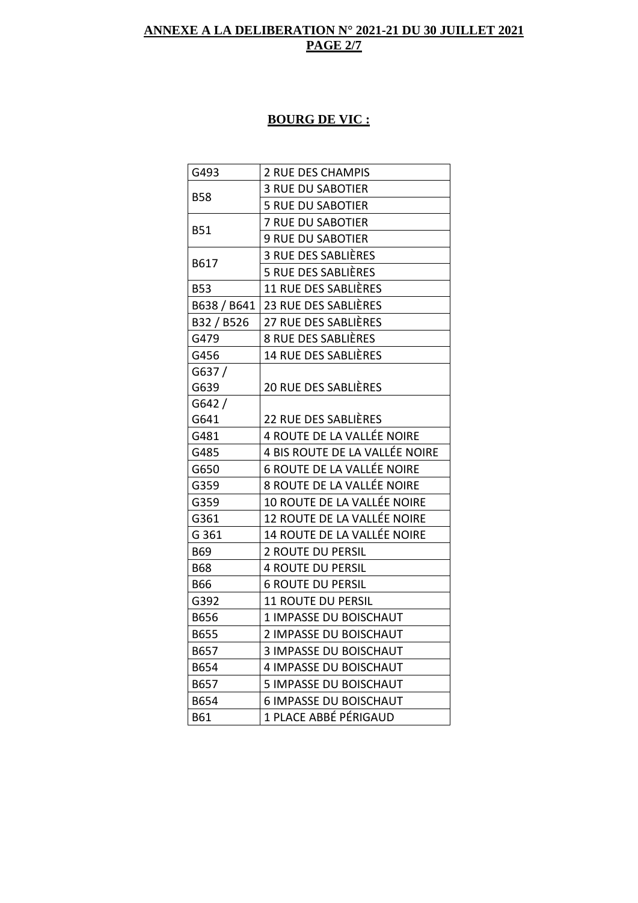**ANNEXE A LA DELIBERATION N° 2021-21 DU 30 JUILLET 2021**
**PAGE 2/7**

## BOURG DE VIC :

| | |
|---|---|
| G493 | 2 RUE DES CHAMPIS |
| B58 | 3 RUE DU SABOTIER |
| | 5 RUE DU SABOTIER |
| B51 | 7 RUE DU SABOTIER |
| | 9 RUE DU SABOTIER |
| B617 | 3 RUE DES SABLIÈRES |
| | 5 RUE DES SABLIÈRES |
| B53 | 11 RUE DES SABLIÈRES |
| B638 / B641 | 23 RUE DES SABLIÈRES |
| B32 / B526 | 27 RUE DES SABLIÈRES |
| G479 | 8 RUE DES SABLIÈRES |
| G456 | 14 RUE DES SABLIÈRES |
| G637 / G639 | 20 RUE DES SABLIÈRES |
| G642 / G641 | 22 RUE DES SABLIÈRES |
| G481 | 4 ROUTE DE LA VALLÉE NOIRE |
| G485 | 4 BIS ROUTE DE LA VALLÉE NOIRE |
| G650 | 6 ROUTE DE LA VALLÉE NOIRE |
| G359 | 8 ROUTE DE LA VALLÉE NOIRE |
| G359 | 10 ROUTE DE LA VALLÉE NOIRE |
| G361 | 12 ROUTE DE LA VALLÉE NOIRE |
| G 361 | 14 ROUTE DE LA VALLÉE NOIRE |
| B69 | 2 ROUTE DU PERSIL |
| B68 | 4 ROUTE DU PERSIL |
| B66 | 6 ROUTE DU PERSIL |
| G392 | 11 ROUTE DU PERSIL |
| B656 | 1 IMPASSE DU BOISCHAUT |
| B655 | 2 IMPASSE DU BOISCHAUT |
| B657 | 3 IMPASSE DU BOISCHAUT |
| B654 | 4 IMPASSE DU BOISCHAUT |
| B657 | 5 IMPASSE DU BOISCHAUT |
| B654 | 6 IMPASSE DU BOISCHAUT |
| B61 | 1 PLACE ABBÉ PÉRIGAUD |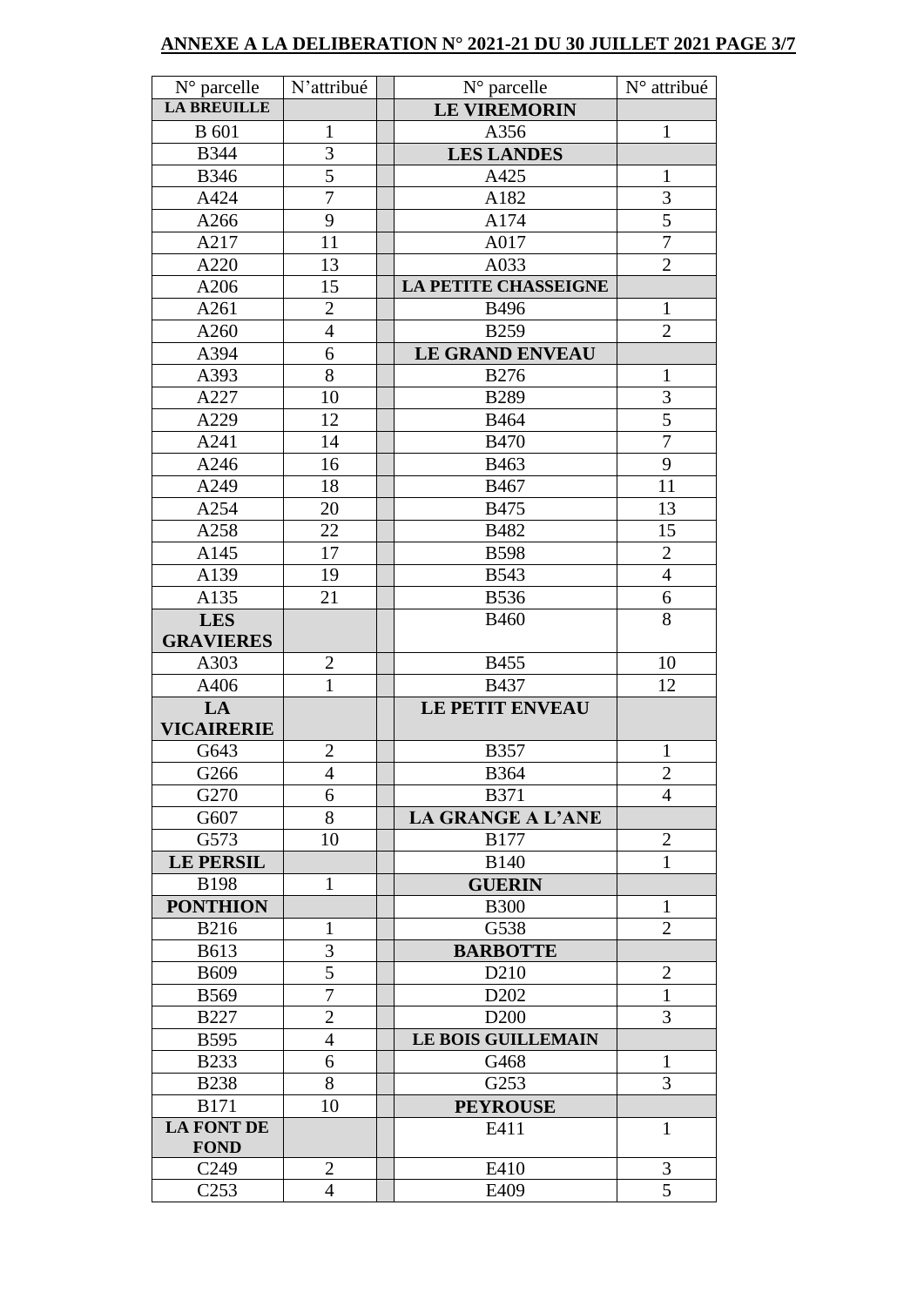## ANNEXE A LA DELIBERATION N° 2021-21 DU 30 JUILLET 2021 PAGE 3/7

| N° parcelle | N'attribué | | N° parcelle | N° attribué |
|---|---|---|---|---|
| **LA BREUILLE** | | | **LE VIREMORIN** | |
| B 601 | 1 | | A356 | 1 |
| B344 | 3 | | **LES LANDES** | |
| B346 | 5 | | A425 | 1 |
| A424 | 7 | | A182 | 3 |
| A266 | 9 | | A174 | 5 |
| A217 | 11 | | A017 | 7 |
| A220 | 13 | | A033 | 2 |
| A206 | 15 | | **LA PETITE CHASSEIGNE** | |
| A261 | 2 | | B496 | 1 |
| A260 | 4 | | B259 | 2 |
| A394 | 6 | | **LE GRAND ENVEAU** | |
| A393 | 8 | | B276 | 1 |
| A227 | 10 | | B289 | 3 |
| A229 | 12 | | B464 | 5 |
| A241 | 14 | | B470 | 7 |
| A246 | 16 | | B463 | 9 |
| A249 | 18 | | B467 | 11 |
| A254 | 20 | | B475 | 13 |
| A258 | 22 | | B482 | 15 |
| A145 | 17 | | B598 | 2 |
| A139 | 19 | | B543 | 4 |
| A135 | 21 | | B536 | 6 |
| **LES GRAVIERES** | | | B460 | 8 |
| A303 | 2 | | B455 | 10 |
| A406 | 1 | | B437 | 12 |
| **LA VICAIRERIE** | | | **LE PETIT ENVEAU** | |
| G643 | 2 | | B357 | 1 |
| G266 | 4 | | B364 | 2 |
| G270 | 6 | | B371 | 4 |
| G607 | 8 | | **LA GRANGE A L'ANE** | |
| G573 | 10 | | B177 | 2 |
| **LE PERSIL** | | | B140 | 1 |
| B198 | 1 | | **GUERIN** | |
| **PONTHION** | | | B300 | 1 |
| B216 | 1 | | G538 | 2 |
| B613 | 3 | | **BARBOTTE** | |
| B609 | 5 | | D210 | 2 |
| B569 | 7 | | D202 | 1 |
| B227 | 2 | | D200 | 3 |
| B595 | 4 | | **LE BOIS GUILLEMAIN** | |
| B233 | 6 | | G468 | 1 |
| B238 | 8 | | G253 | 3 |
| B171 | 10 | | **PEYROUSE** | |
| **LA FONT DE FOND** | | | E411 | 1 |
| C249 | 2 | | E410 | 3 |
| C253 | 4 | | E409 | 5 |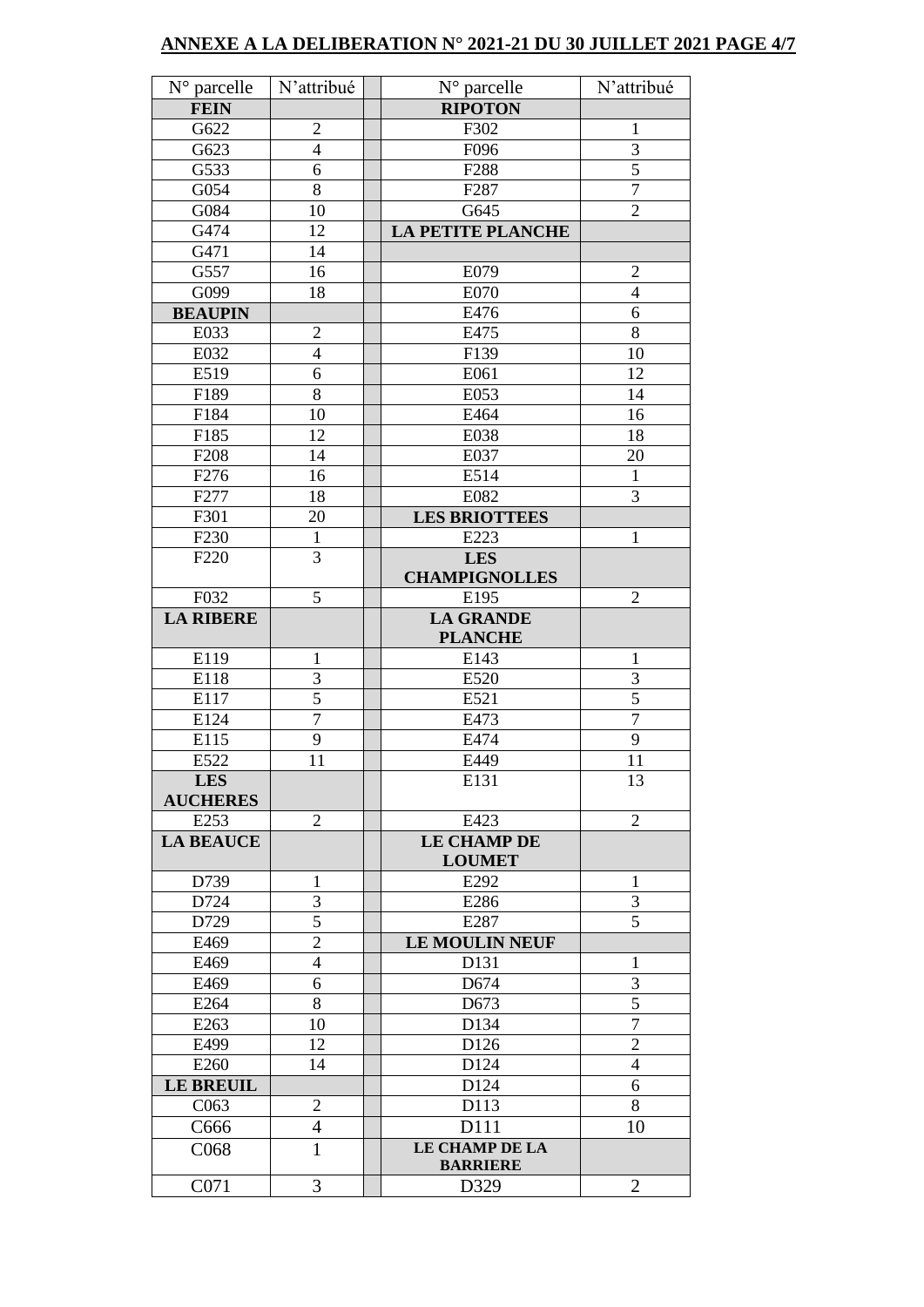**ANNEXE A LA DELIBERATION N° 2021-21 DU 30 JUILLET 2021 PAGE 4/7**

| N° parcelle | N'attribué | | N° parcelle | N'attribué |
|---|---|---|---|---|
| **FEIN** | | | **RIPOTON** | |
| G622 | 2 | | F302 | 1 |
| G623 | 4 | | F096 | 3 |
| G533 | 6 | | F288 | 5 |
| G054 | 8 | | F287 | 7 |
| G084 | 10 | | G645 | 2 |
| G474 | 12 | | **LA PETITE PLANCHE** | |
| G471 | 14 | | | |
| G557 | 16 | | E079 | 2 |
| G099 | 18 | | E070 | 4 |
| **BEAUPIN** | | | E476 | 6 |
| E033 | 2 | | E475 | 8 |
| E032 | 4 | | F139 | 10 |
| E519 | 6 | | E061 | 12 |
| F189 | 8 | | E053 | 14 |
| F184 | 10 | | E464 | 16 |
| F185 | 12 | | E038 | 18 |
| F208 | 14 | | E037 | 20 |
| F276 | 16 | | E514 | 1 |
| F277 | 18 | | E082 | 3 |
| F301 | 20 | | **LES BRIOTTEES** | |
| F230 | 1 | | E223 | 1 |
| F220 | 3 | | **LES CHAMPIGNOLLES** | |
| F032 | 5 | | E195 | 2 |
| **LA RIBERE** | | | **LA GRANDE PLANCHE** | |
| E119 | 1 | | E143 | 1 |
| E118 | 3 | | E520 | 3 |
| E117 | 5 | | E521 | 5 |
| E124 | 7 | | E473 | 7 |
| E115 | 9 | | E474 | 9 |
| E522 | 11 | | E449 | 11 |
| **LES AUCHERES** | | | E131 | 13 |
| E253 | 2 | | E423 | 2 |
| **LA BEAUCE** | | | **LE CHAMP DE LOUMET** | |
| D739 | 1 | | E292 | 1 |
| D724 | 3 | | E286 | 3 |
| D729 | 5 | | E287 | 5 |
| E469 | 2 | | **LE MOULIN NEUF** | |
| E469 | 4 | | D131 | 1 |
| E469 | 6 | | D674 | 3 |
| E264 | 8 | | D673 | 5 |
| E263 | 10 | | D134 | 7 |
| E499 | 12 | | D126 | 2 |
| E260 | 14 | | D124 | 4 |
| **LE BREUIL** | | | D124 | 6 |
| C063 | 2 | | D113 | 8 |
| C666 | 4 | | D111 | 10 |
| C068 | 1 | | **LE CHAMP DE LA BARRIERE** | |
| C071 | 3 | | D329 | 2 |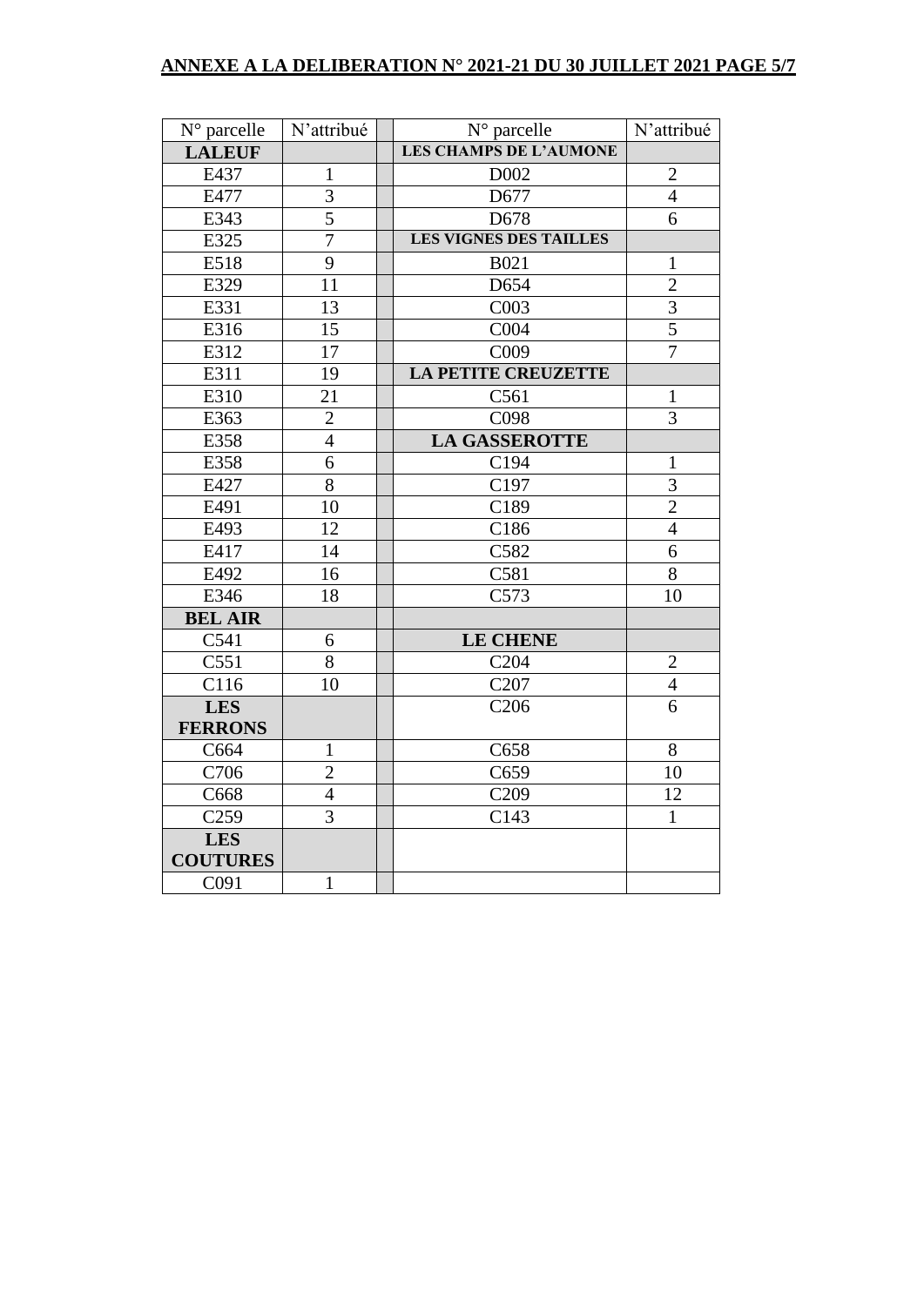## ANNEXE A LA DELIBERATION N° 2021-21 DU 30 JUILLET 2021 PAGE 5/7

| N° parcelle | N'attribué | | N° parcelle | N'attribué |
|---|---|---|---|---|
| **LALEUF** | | | **LES CHAMPS DE L'AUMONE** | |
| E437 | 1 | | D002 | 2 |
| E477 | 3 | | D677 | 4 |
| E343 | 5 | | D678 | 6 |
| E325 | 7 | | **LES VIGNES DES TAILLES** | |
| E518 | 9 | | B021 | 1 |
| E329 | 11 | | D654 | 2 |
| E331 | 13 | | C003 | 3 |
| E316 | 15 | | C004 | 5 |
| E312 | 17 | | C009 | 7 |
| E311 | 19 | | **LA PETITE CREUZETTE** | |
| E310 | 21 | | C561 | 1 |
| E363 | 2 | | C098 | 3 |
| E358 | 4 | | **LA GASSEROTTE** | |
| E358 | 6 | | C194 | 1 |
| E427 | 8 | | C197 | 3 |
| E491 | 10 | | C189 | 2 |
| E493 | 12 | | C186 | 4 |
| E417 | 14 | | C582 | 6 |
| E492 | 16 | | C581 | 8 |
| E346 | 18 | | C573 | 10 |
| **BEL AIR** | | | | |
| C541 | 6 | | **LE CHENE** | |
| C551 | 8 | | C204 | 2 |
| C116 | 10 | | C207 | 4 |
| **LES FERRONS** | | | C206 | 6 |
| C664 | 1 | | C658 | 8 |
| C706 | 2 | | C659 | 10 |
| C668 | 4 | | C209 | 12 |
| C259 | 3 | | C143 | 1 |
| **LES COUTURES** | | | | |
| C091 | 1 | | | |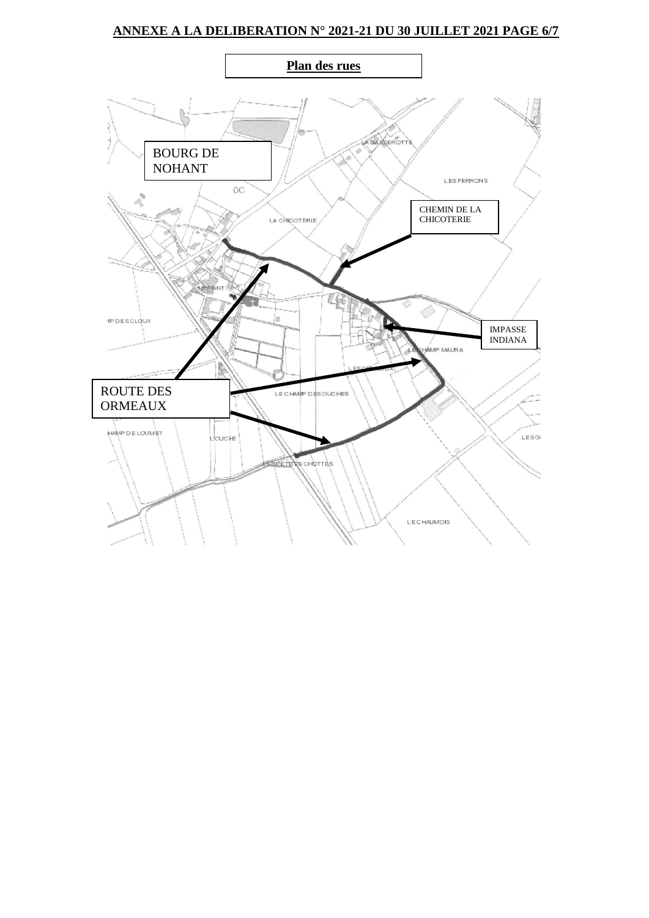## Plan des rues

BOURG DE NOHANT

CHEMIN DE LA CHICOTERIE

IMPASSE INDIANA

ROUTE DES ORMEAUX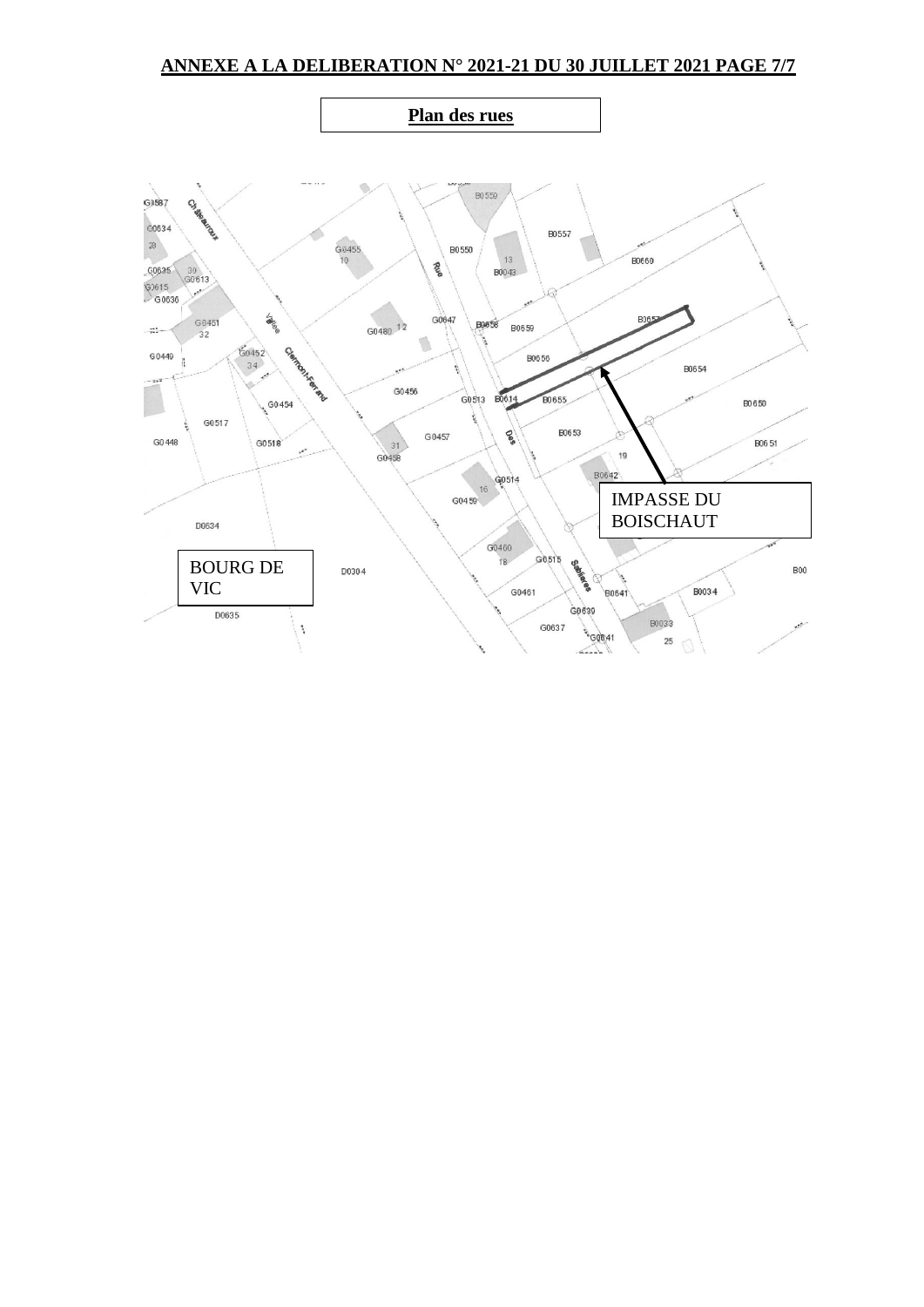# ANNEXE A LA DELIBERATION N° 2021-21 DU 30 JUILLET 2021 PAGE 7/7

## Plan des rues

IMPASSE DU BOISCHAUT

BOURG DE VIC